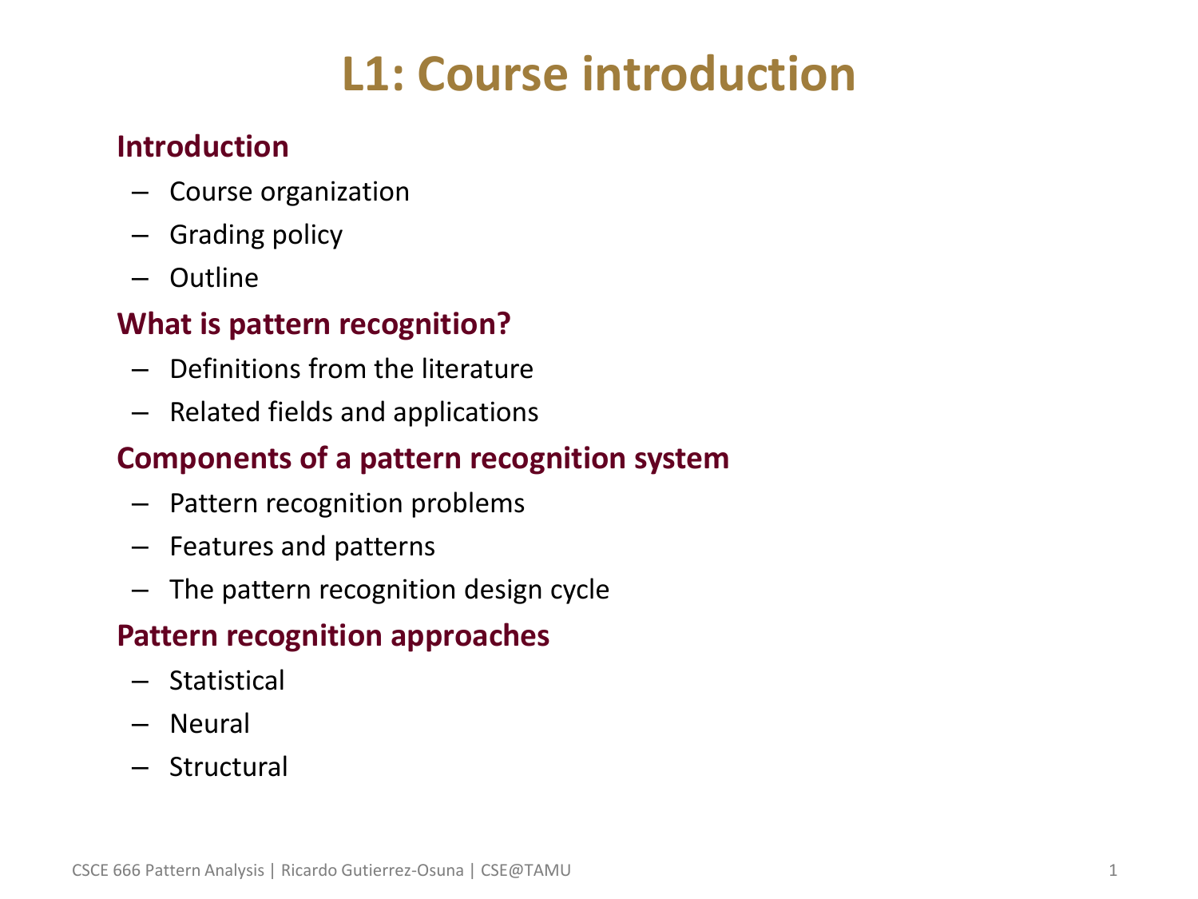# L1: Course introduction

**Introduction**

- Course organization
- Grading policy
- Outline

**What is pattern recognition?**

- Definitions from the literature
- Related fields and applications

**Components of a pattern recognition system**

- Pattern recognition problems
- Features and patterns
- The pattern recognition design cycle

**Pattern recognition approaches**

- Statistical
- Neural
- Structural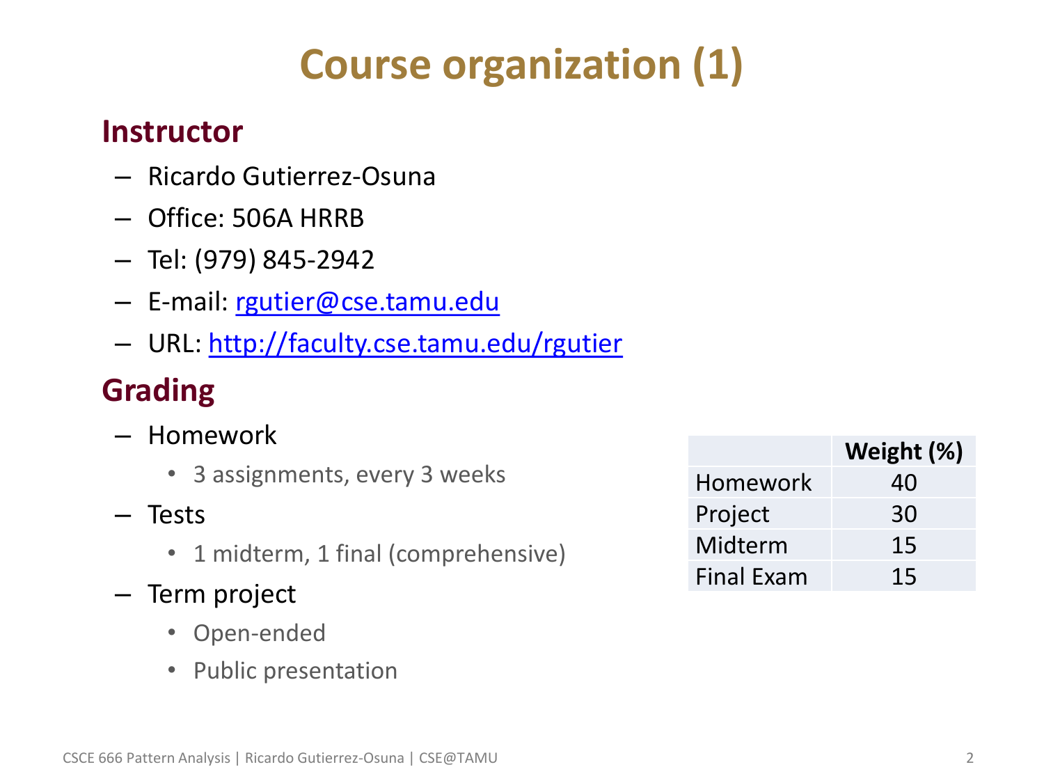# Course organization (1)

## Instructor

- Ricardo Gutierrez-Osuna
- Office: 506A HRRB
- Tel: (979) 845-2942
- E-mail: [rgutier@cse.tamu.edu](mailto:rgutier@cse.tamu.edu)
- URL: [http://faculty.cse.tamu.edu/rgutier](http://faculty.cse.tamu.edu/rgutier)

## Grading

- Homework
  - 3 assignments, every 3 weeks
- Tests
  - 1 midterm, 1 final (comprehensive)
- Term project
  - Open-ended
  - Public presentation

| | **Weight (%)** |
|---|---|
| Homework | 40 |
| Project | 30 |
| Midterm | 15 |
| Final Exam | 15 |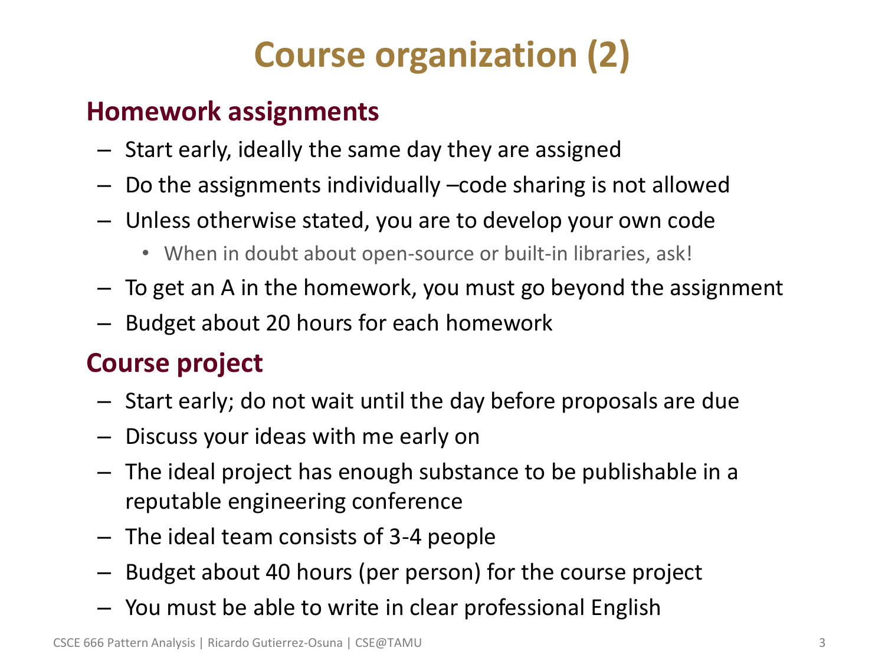# Course organization (2)

## Homework assignments

- Start early, ideally the same day they are assigned
- Do the assignments individually –code sharing is not allowed
- Unless otherwise stated, you are to develop your own code
  - When in doubt about open-source or built-in libraries, ask!
- To get an A in the homework, you must go beyond the assignment
- Budget about 20 hours for each homework

## Course project

- Start early; do not wait until the day before proposals are due
- Discuss your ideas with me early on
- The ideal project has enough substance to be publishable in a reputable engineering conference
- The ideal team consists of 3-4 people
- Budget about 40 hours (per person) for the course project
- You must be able to write in clear professional English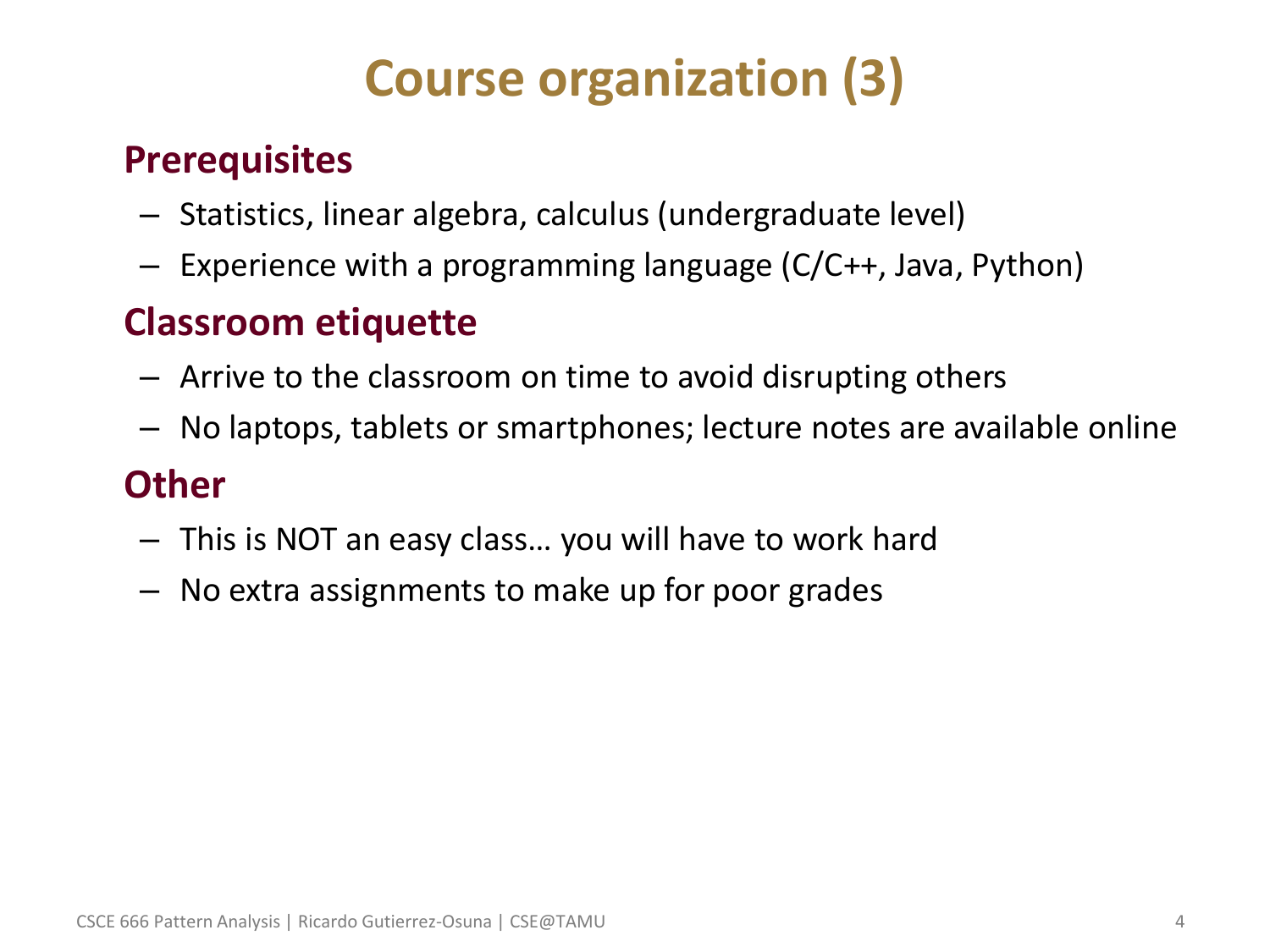# Course organization (3)

## Prerequisites

- Statistics, linear algebra, calculus (undergraduate level)
- Experience with a programming language (C/C++, Java, Python)

## Classroom etiquette

- Arrive to the classroom on time to avoid disrupting others
- No laptops, tablets or smartphones; lecture notes are available online

## Other

- This is NOT an easy class… you will have to work hard
- No extra assignments to make up for poor grades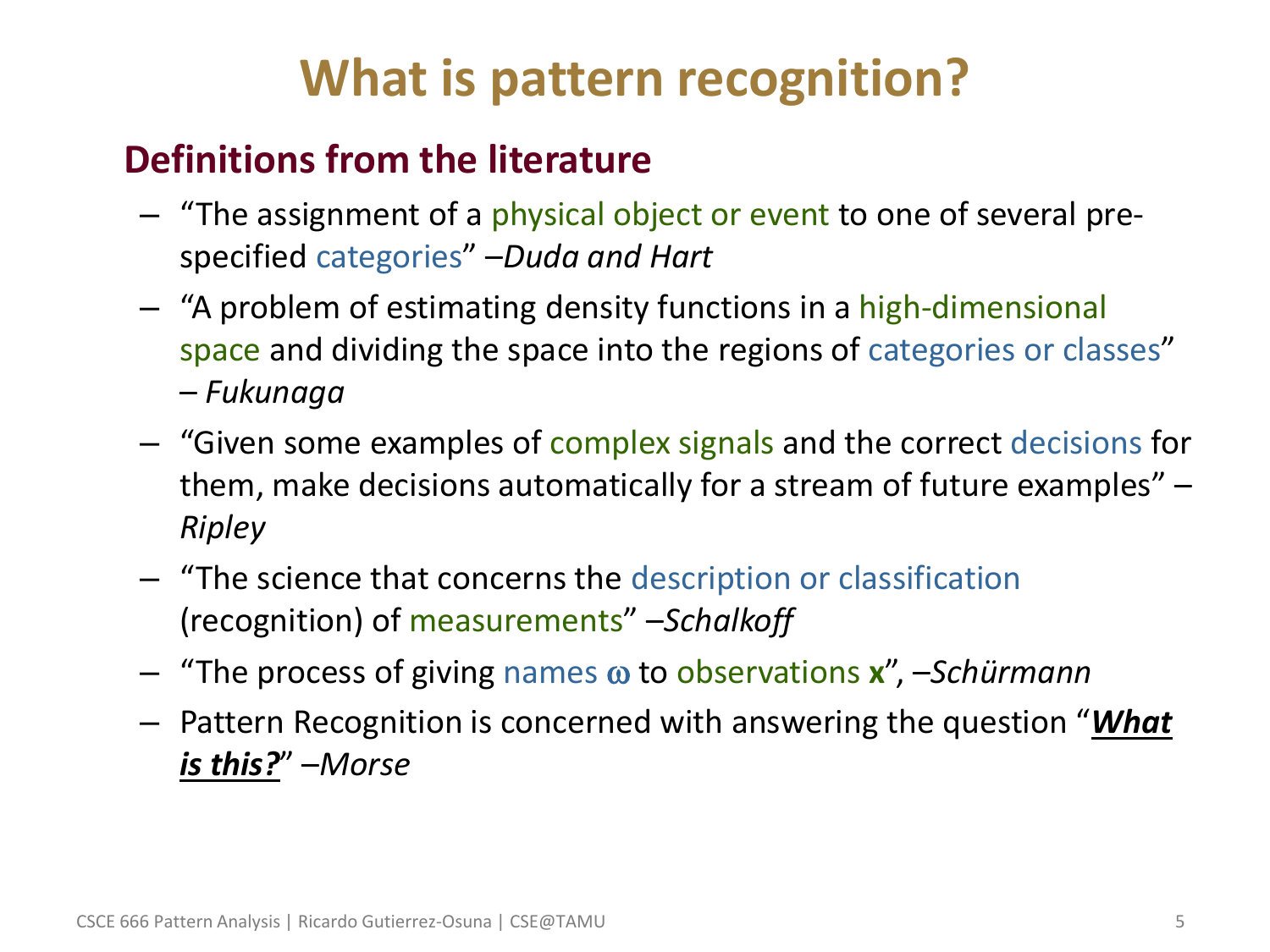# What is pattern recognition?

## Definitions from the literature

- "The assignment of a physical object or event to one of several pre-specified categories" –*Duda and Hart*
- "A problem of estimating density functions in a high-dimensional space and dividing the space into the regions of categories or classes" – *Fukunaga*
- "Given some examples of complex signals and the correct decisions for them, make decisions automatically for a stream of future examples" – *Ripley*
- "The science that concerns the description or classification (recognition) of measurements" –*Schalkoff*
- "The process of giving names $\omega$ to observations $\mathbf{x}$", –*Schürmann*
- Pattern Recognition is concerned with answering the question "***What is this?***" –*Morse*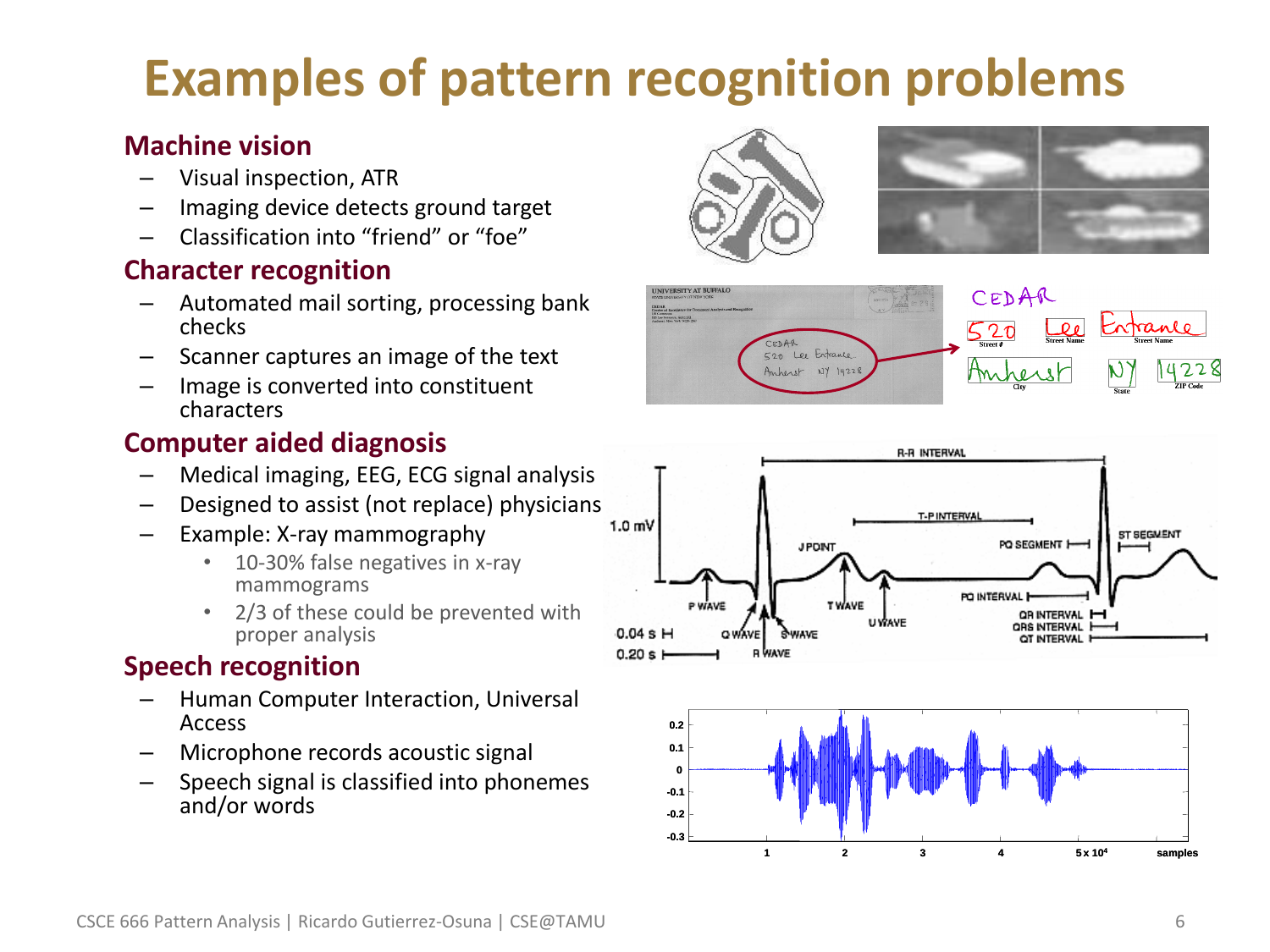# Examples of pattern recognition problems

### Machine vision

- Visual inspection, ATR
- Imaging device detects ground target
- Classification into "friend" or "foe"

### Character recognition

- Automated mail sorting, processing bank checks
- Scanner captures an image of the text
- Image is converted into constituent characters

### Computer aided diagnosis

- Medical imaging, EEG, ECG signal analysis
- Designed to assist (not replace) physicians
- Example: X-ray mammography
  - 10-30% false negatives in x-ray mammograms
  - 2/3 of these could be prevented with proper analysis

### Speech recognition

- Human Computer Interaction, Universal Access
- Microphone records acoustic signal
- Speech signal is classified into phonemes and/or words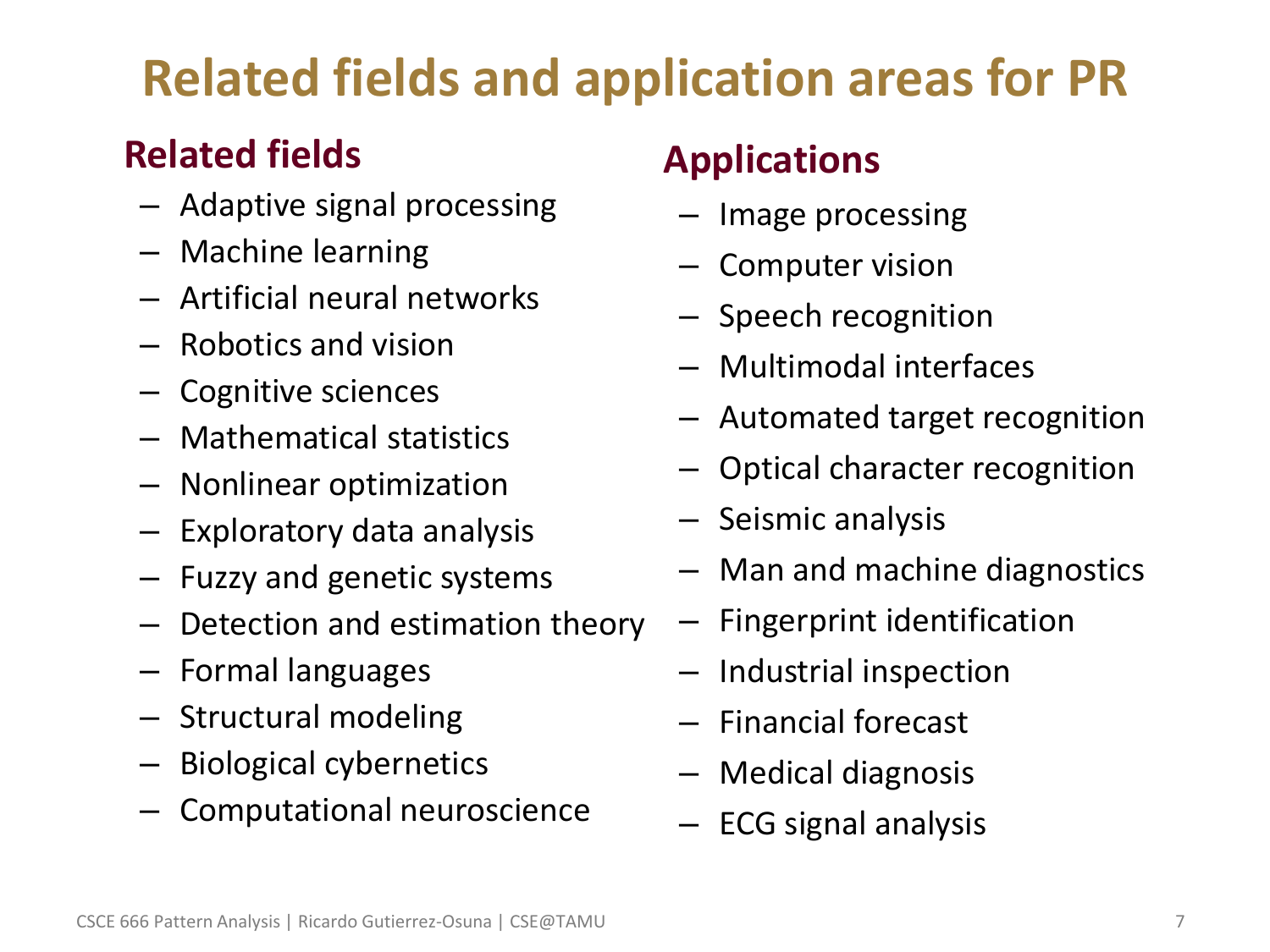# Related fields and application areas for PR

## Related fields

- Adaptive signal processing
- Machine learning
- Artificial neural networks
- Robotics and vision
- Cognitive sciences
- Mathematical statistics
- Nonlinear optimization
- Exploratory data analysis
- Fuzzy and genetic systems
- Detection and estimation theory
- Formal languages
- Structural modeling
- Biological cybernetics
- Computational neuroscience

## Applications

- Image processing
- Computer vision
- Speech recognition
- Multimodal interfaces
- Automated target recognition
- Optical character recognition
- Seismic analysis
- Man and machine diagnostics
- Fingerprint identification
- Industrial inspection
- Financial forecast
- Medical diagnosis
- ECG signal analysis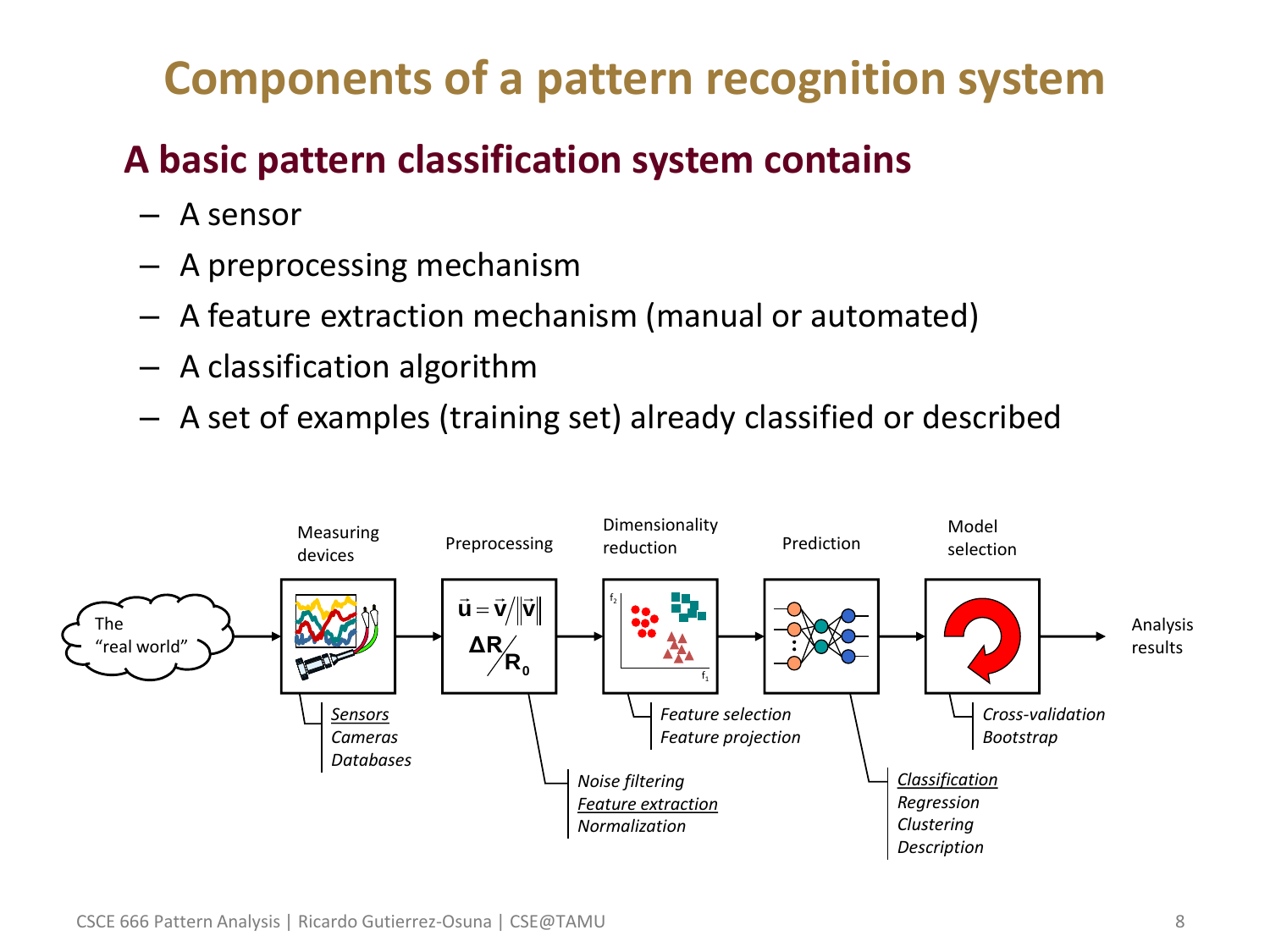# Components of a pattern recognition system

## A basic pattern classification system contains

- A sensor
- A preprocessing mechanism
- A feature extraction mechanism (manual or automated)
- A classification algorithm
- A set of examples (training set) already classified or described

The "real world" → Measuring devices → Preprocessing → Dimensionality reduction → Prediction → Model selection → Analysis results

- Measuring devices: *Sensors*, *Cameras*, *Databases*
- Preprocessing ($\vec{u} = \vec{v} / \|\vec{v}\|$, $\Delta R / R_0$): *Noise filtering*, *Feature extraction*, *Normalization*
- Dimensionality reduction: *Feature selection*, *Feature projection*
- Prediction: *Classification*, *Regression*, *Clustering*, *Description*
- Model selection: *Cross-validation*, *Bootstrap*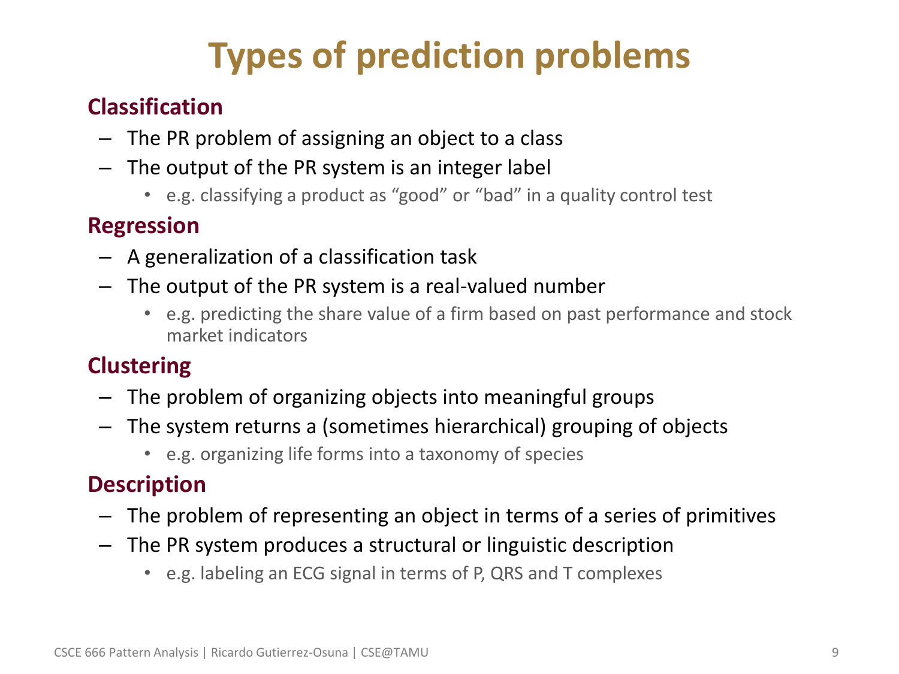# Types of prediction problems

**Classification**

- The PR problem of assigning an object to a class
- The output of the PR system is an integer label
  - e.g. classifying a product as “good” or “bad” in a quality control test

**Regression**

- A generalization of a classification task
- The output of the PR system is a real-valued number
  - e.g. predicting the share value of a firm based on past performance and stock market indicators

**Clustering**

- The problem of organizing objects into meaningful groups
- The system returns a (sometimes hierarchical) grouping of objects
  - e.g. organizing life forms into a taxonomy of species

**Description**

- The problem of representing an object in terms of a series of primitives
- The PR system produces a structural or linguistic description
  - e.g. labeling an ECG signal in terms of P, QRS and T complexes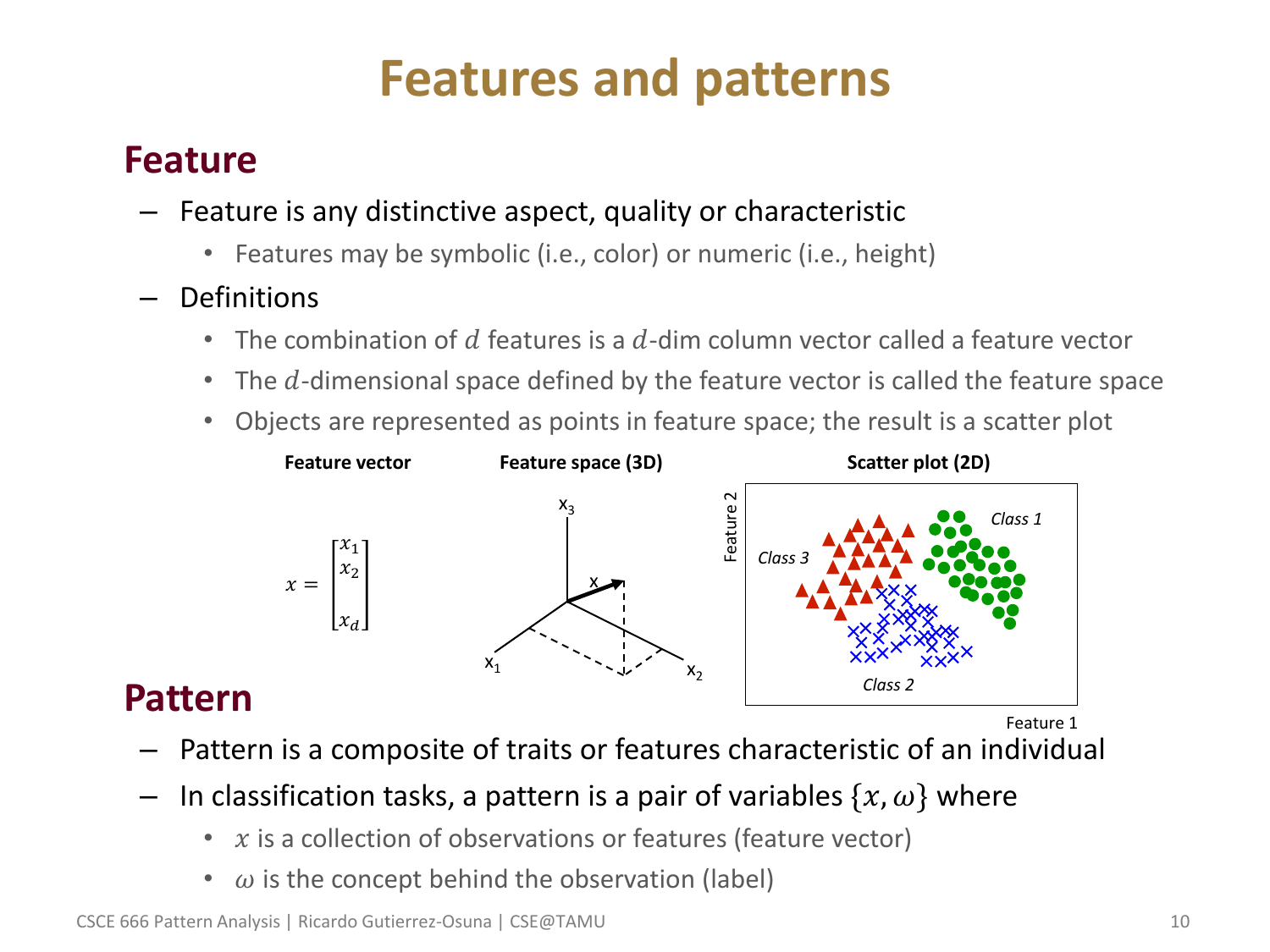# Features and patterns

## Feature

- Feature is any distinctive aspect, quality or characteristic
  - Features may be symbolic (i.e., color) or numeric (i.e., height)
- Definitions
  - The combination of $d$ features is a $d$-dim column vector called a feature vector
  - The $d$-dimensional space defined by the feature vector is called the feature space
  - Objects are represented as points in feature space; the result is a scatter plot

**Feature vector**

$$x = \begin{bmatrix} x_1 \\ x_2 \\ \\ x_d \end{bmatrix}$$

**Feature space (3D)**

**Scatter plot (2D)**

## Pattern

- Pattern is a composite of traits or features characteristic of an individual
- In classification tasks, a pattern is a pair of variables $\{x, \omega\}$ where
  - $x$ is a collection of observations or features (feature vector)
  - $\omega$ is the concept behind the observation (label)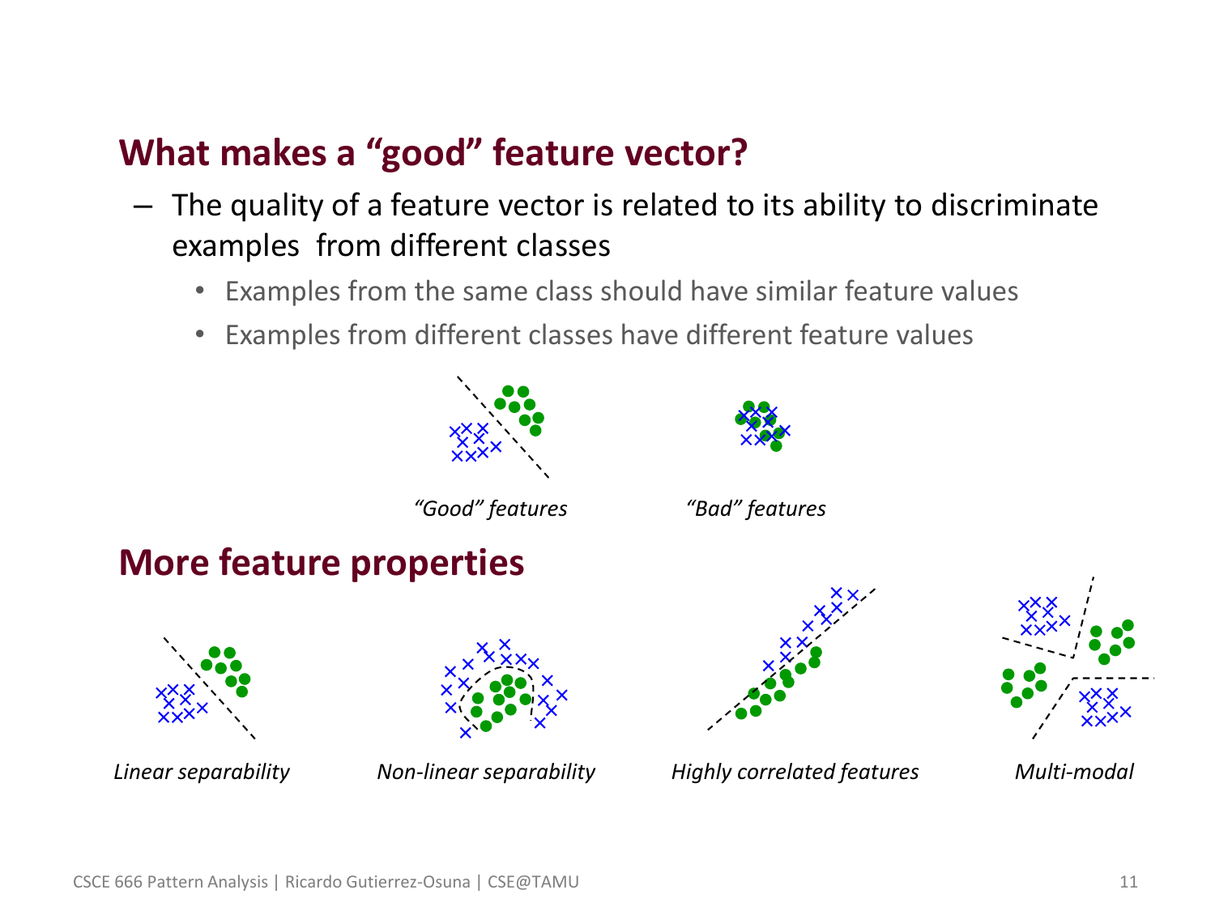## What makes a "good" feature vector?

- The quality of a feature vector is related to its ability to discriminate examples from different classes
  - Examples from the same class should have similar feature values
  - Examples from different classes have different feature values

*"Good" features*

*"Bad" features*

## More feature properties

*Linear separability*

*Non-linear separability*

*Highly correlated features*

*Multi-modal*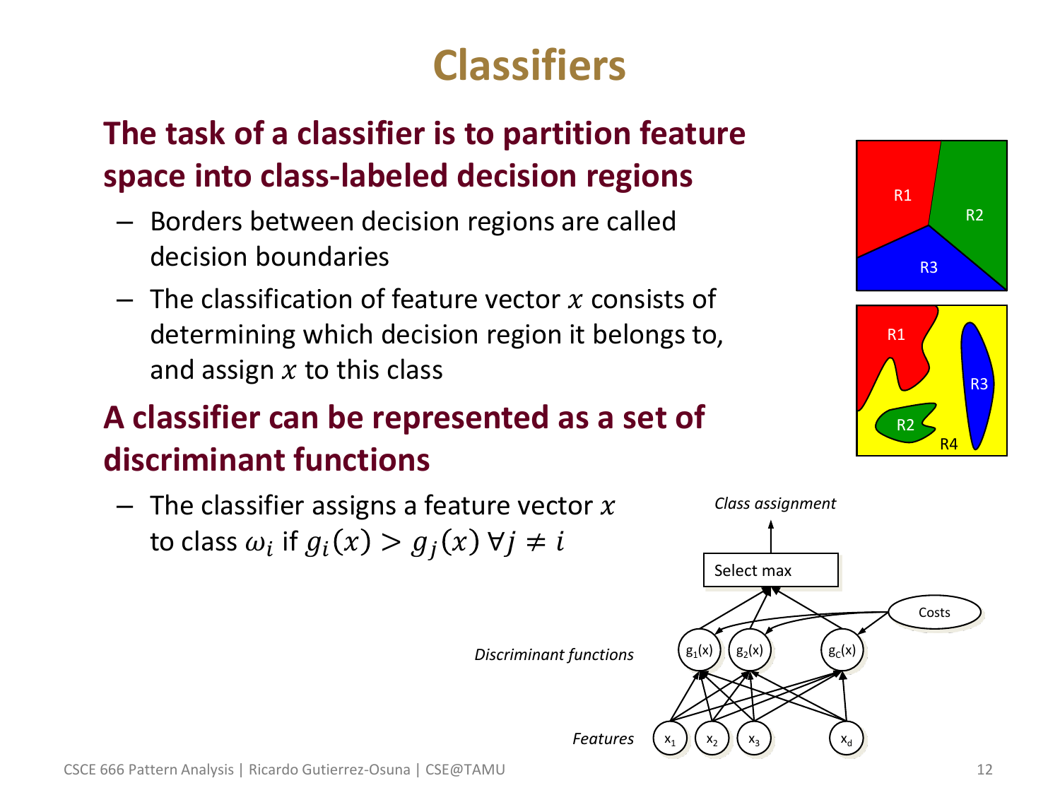# Classifiers

## The task of a classifier is to partition feature space into class-labeled decision regions

- Borders between decision regions are called decision boundaries
- The classification of feature vector $x$ consists of determining which decision region it belongs to, and assign $x$ to this class

## A classifier can be represented as a set of discriminant functions

- The classifier assigns a feature vector $x$ to class $\omega_i$ if $g_i(x) > g_j(x) \; \forall j \neq i$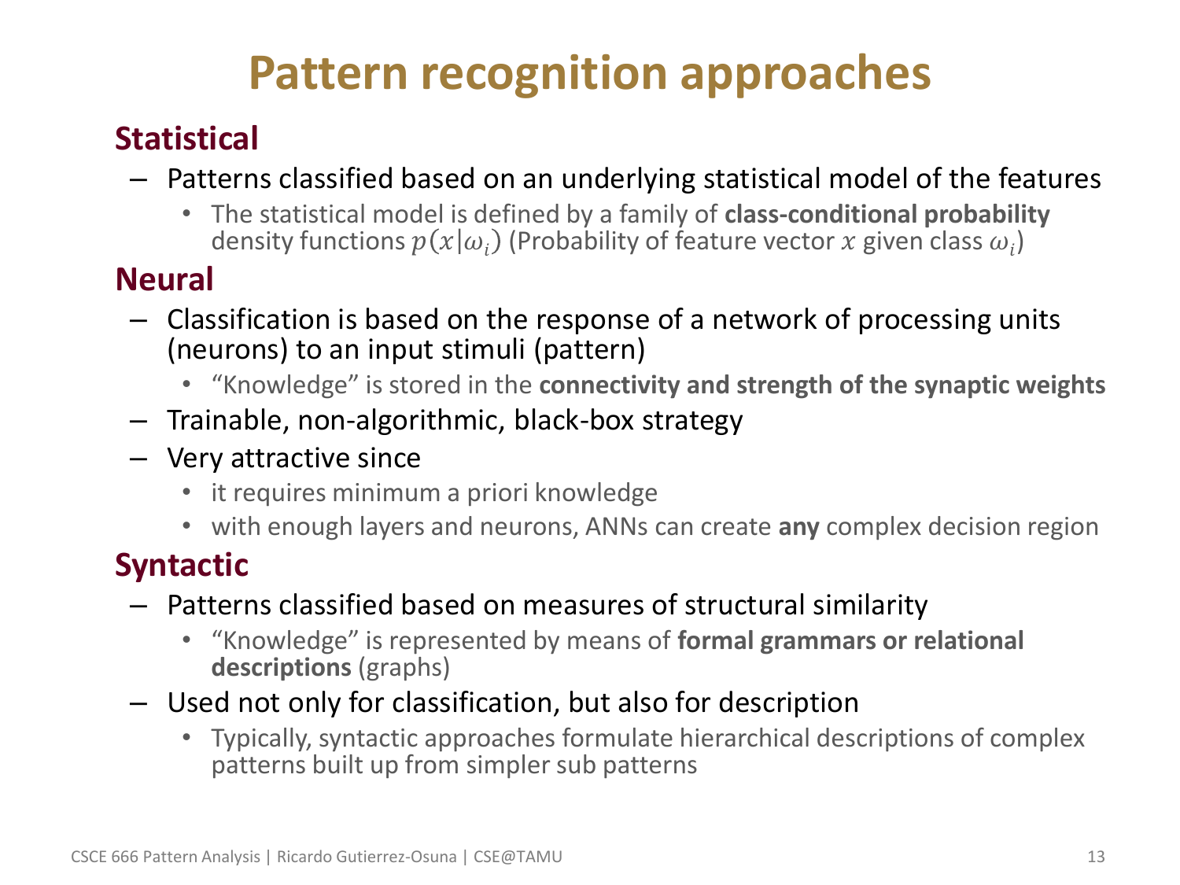# Pattern recognition approaches

## Statistical

- Patterns classified based on an underlying statistical model of the features
  - The statistical model is defined by a family of **class-conditional probability** density functions $p(x|\omega_i)$ (Probability of feature vector $x$ given class $\omega_i$)

## Neural

- Classification is based on the response of a network of processing units (neurons) to an input stimuli (pattern)
  - "Knowledge" is stored in the **connectivity and strength of the synaptic weights**
- Trainable, non-algorithmic, black-box strategy
- Very attractive since
  - it requires minimum a priori knowledge
  - with enough layers and neurons, ANNs can create **any** complex decision region

## Syntactic

- Patterns classified based on measures of structural similarity
  - "Knowledge" is represented by means of **formal grammars or relational descriptions** (graphs)
- Used not only for classification, but also for description
  - Typically, syntactic approaches formulate hierarchical descriptions of complex patterns built up from simpler sub patterns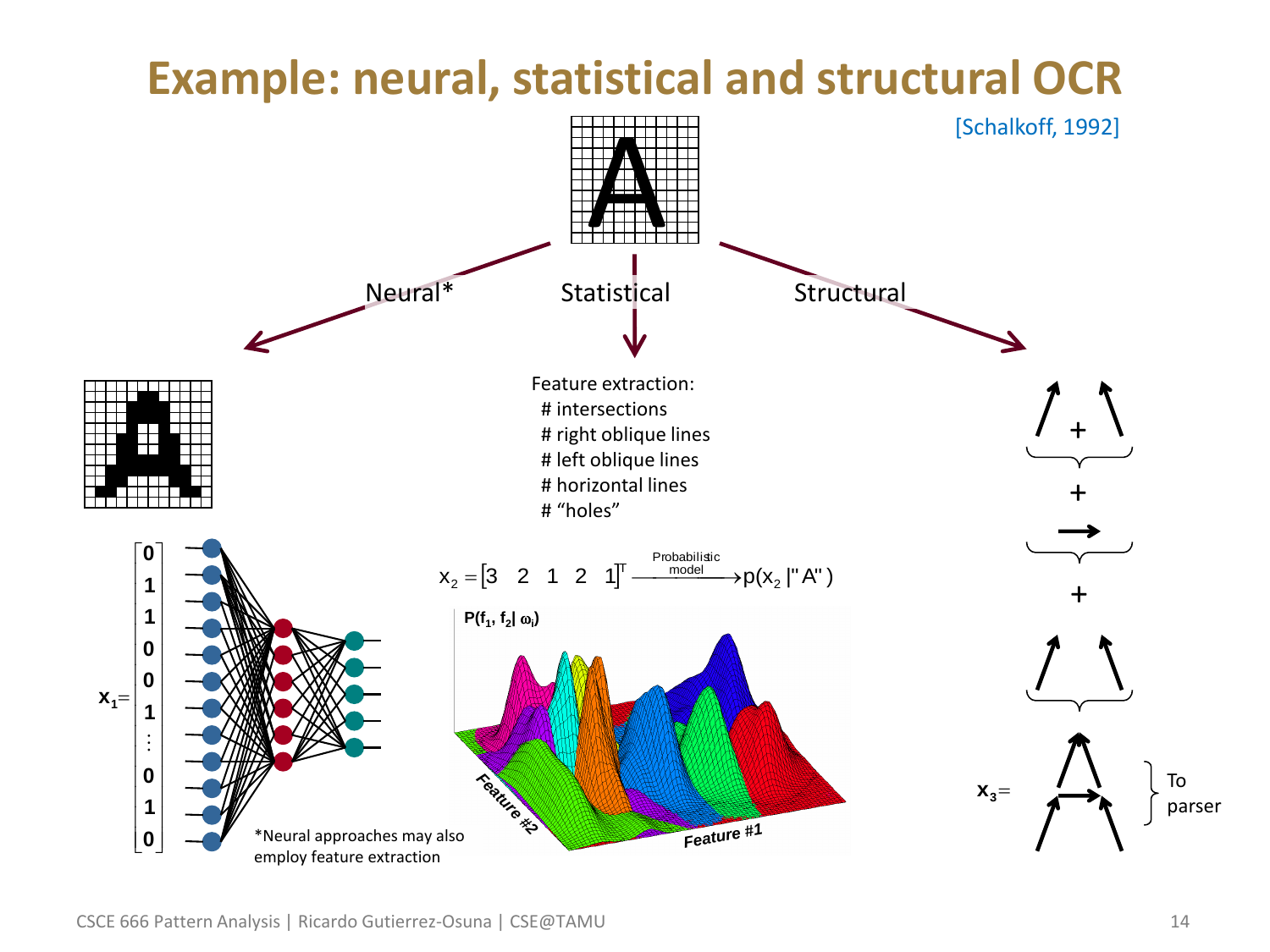# Example: neural, statistical and structural OCR

[Schalkoff, 1992]

Neural*

Statistical

Structural

Feature extraction:
- # intersections
- # right oblique lines
- # left oblique lines
- # horizontal lines
- # "holes"

$x_1 = [0\ 1\ 1\ 0\ 0\ 1\ \vdots\ 0\ 1\ 0]^T$

$$x_2 = [3 \quad 2 \quad 1 \quad 2 \quad 1]^T \xrightarrow{\text{Probabilistic model}} p(x_2 \mid \text{"A"})$$

$P(f_1, f_2 \mid \omega_i)$

Feature #1

Feature #2

$x_3 =$ (To parser)

*Neural approaches may also employ feature extraction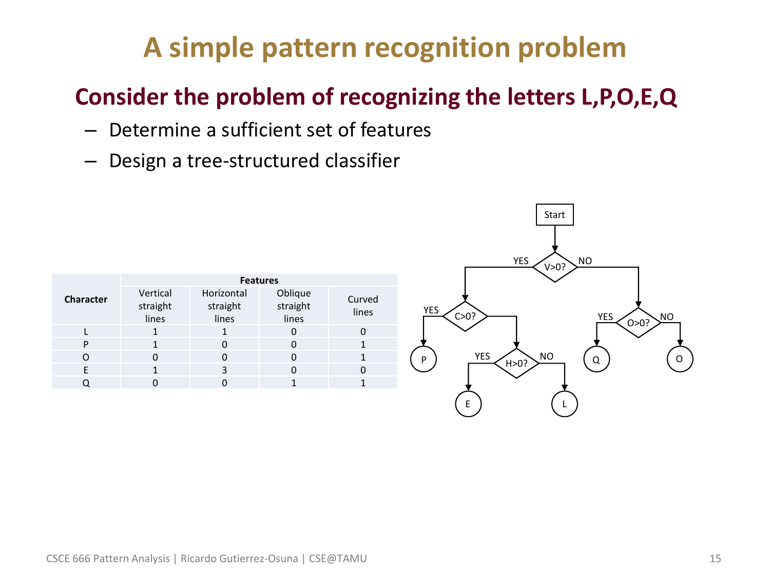# A simple pattern recognition problem

## Consider the problem of recognizing the letters L,P,O,E,Q

- Determine a sufficient set of features
- Design a tree-structured classifier

| Character | Features | | | |
|---|---|---|---|---|
| | Vertical straight lines | Horizontal straight lines | Oblique straight lines | Curved lines |
| L | 1 | 1 | 0 | 0 |
| P | 1 | 0 | 0 | 1 |
| O | 0 | 0 | 0 | 1 |
| E | 1 | 3 | 0 | 0 |
| Q | 0 | 0 | 1 | 1 |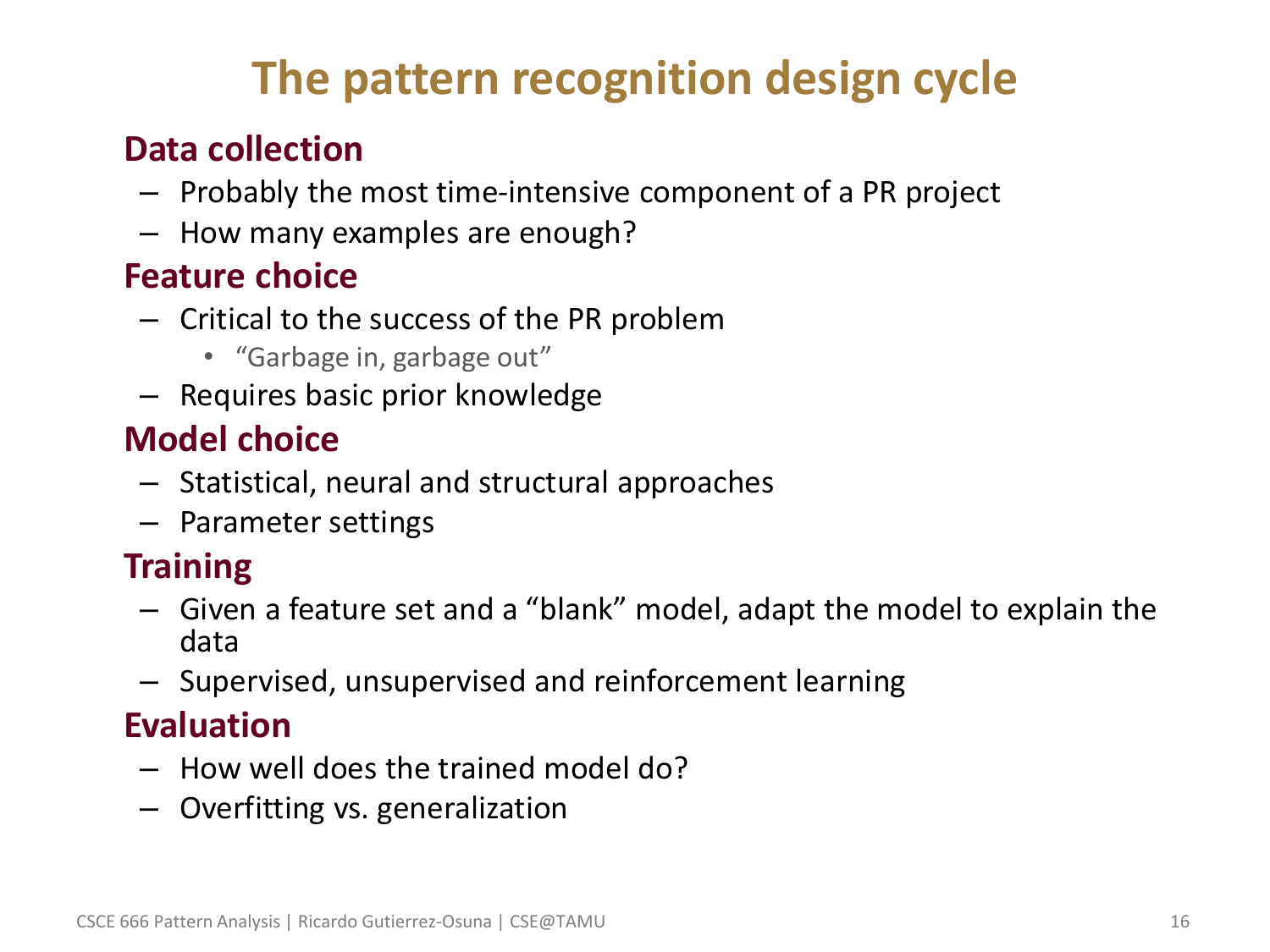# The pattern recognition design cycle

## Data collection

- Probably the most time-intensive component of a PR project
- How many examples are enough?

## Feature choice

- Critical to the success of the PR problem
  - "Garbage in, garbage out"
- Requires basic prior knowledge

## Model choice

- Statistical, neural and structural approaches
- Parameter settings

## Training

- Given a feature set and a "blank" model, adapt the model to explain the data
- Supervised, unsupervised and reinforcement learning

## Evaluation

- How well does the trained model do?
- Overfitting vs. generalization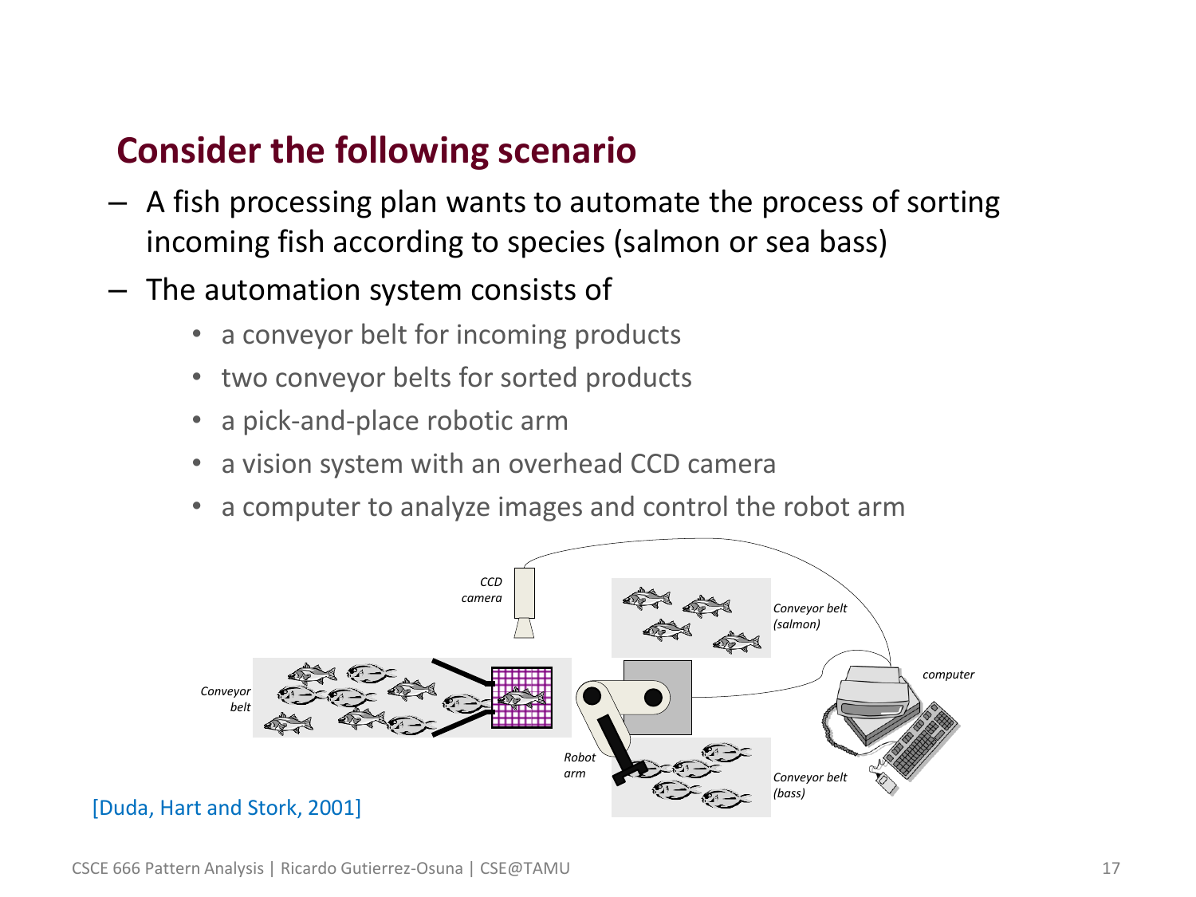## Consider the following scenario

- A fish processing plan wants to automate the process of sorting incoming fish according to species (salmon or sea bass)
- The automation system consists of
  - a conveyor belt for incoming products
  - two conveyor belts for sorted products
  - a pick-and-place robotic arm
  - a vision system with an overhead CCD camera
  - a computer to analyze images and control the robot arm

[Duda, Hart and Stork, 2001]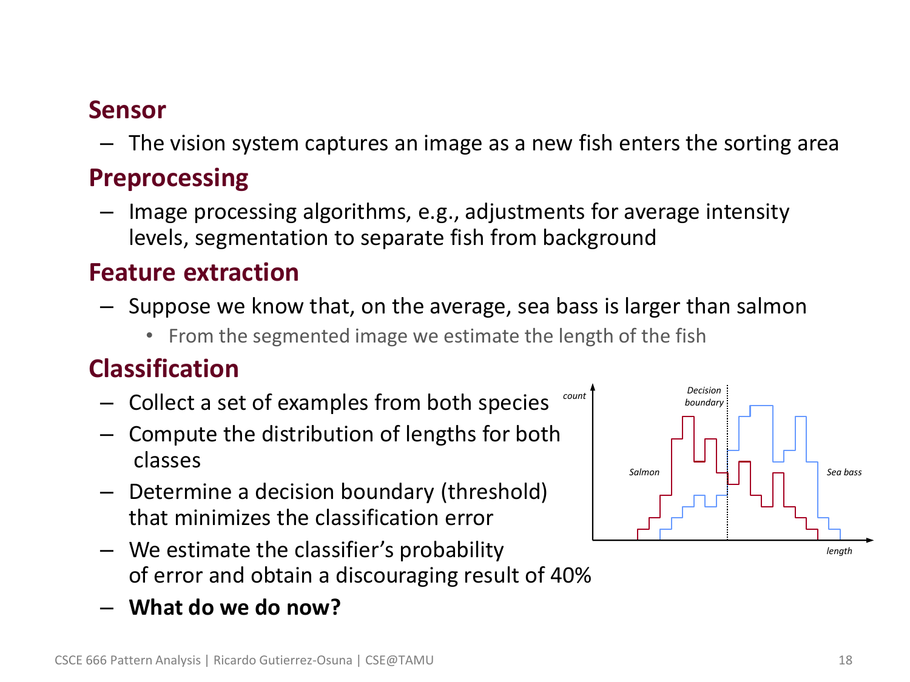## Sensor

- The vision system captures an image as a new fish enters the sorting area

## Preprocessing

- Image processing algorithms, e.g., adjustments for average intensity levels, segmentation to separate fish from background

## Feature extraction

- Suppose we know that, on the average, sea bass is larger than salmon
  - From the segmented image we estimate the length of the fish

## Classification

- Collect a set of examples from both species
- Compute the distribution of lengths for both classes
- Determine a decision boundary (threshold) that minimizes the classification error
- We estimate the classifier's probability of error and obtain a discouraging result of 40%
- **What do we do now?**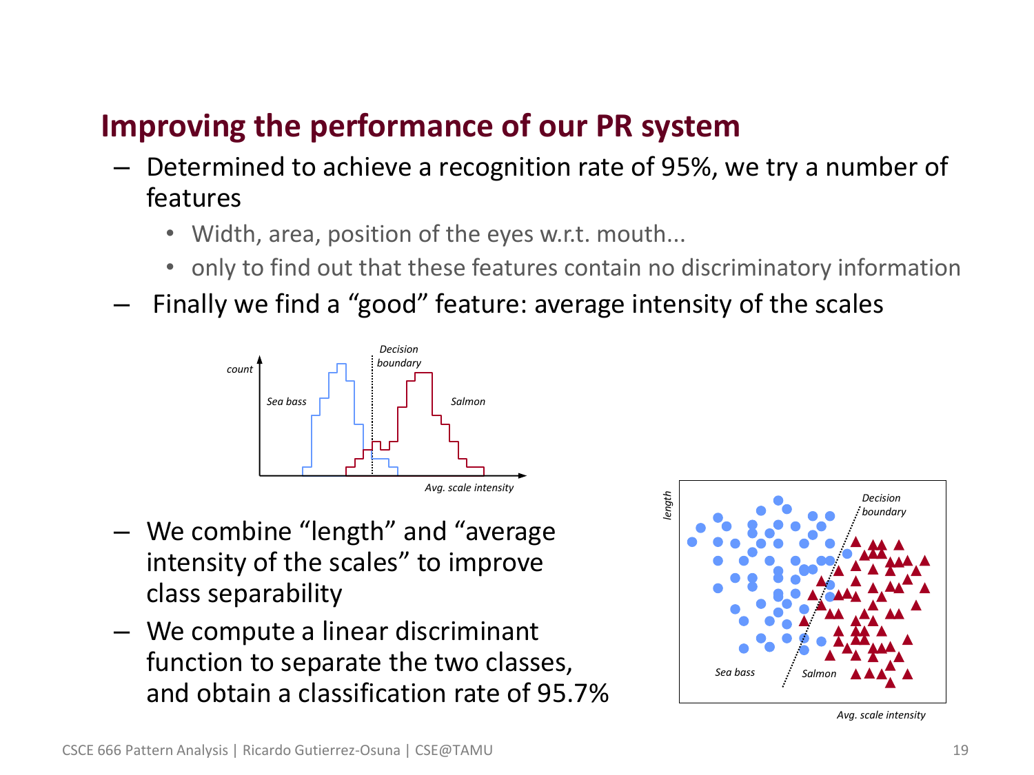## Improving the performance of our PR system

- Determined to achieve a recognition rate of 95%, we try a number of features
  - Width, area, position of the eyes w.r.t. mouth...
  - only to find out that these features contain no discriminatory information
- Finally we find a "good" feature: average intensity of the scales

- We combine "length" and "average intensity of the scales" to improve class separability
- We compute a linear discriminant function to separate the two classes, and obtain a classification rate of 95.7%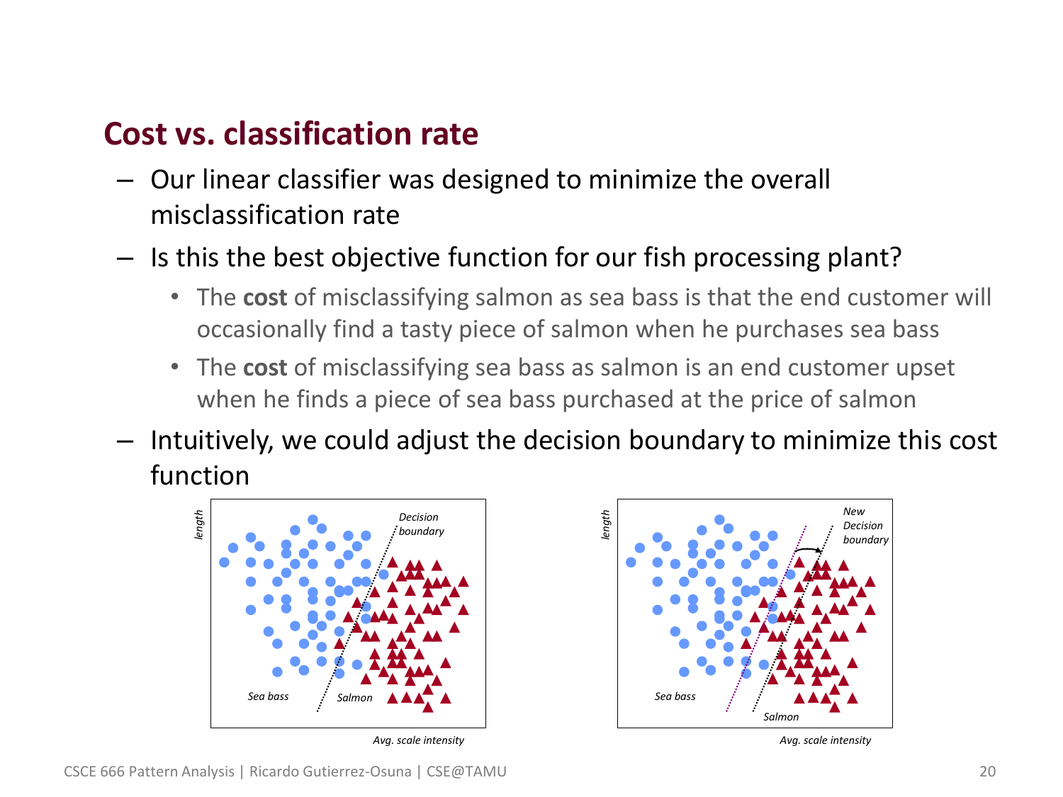## Cost vs. classification rate

- Our linear classifier was designed to minimize the overall misclassification rate
- Is this the best objective function for our fish processing plant?
  - The **cost** of misclassifying salmon as sea bass is that the end customer will occasionally find a tasty piece of salmon when he purchases sea bass
  - The **cost** of misclassifying sea bass as salmon is an end customer upset when he finds a piece of sea bass purchased at the price of salmon
- Intuitively, we could adjust the decision boundary to minimize this cost function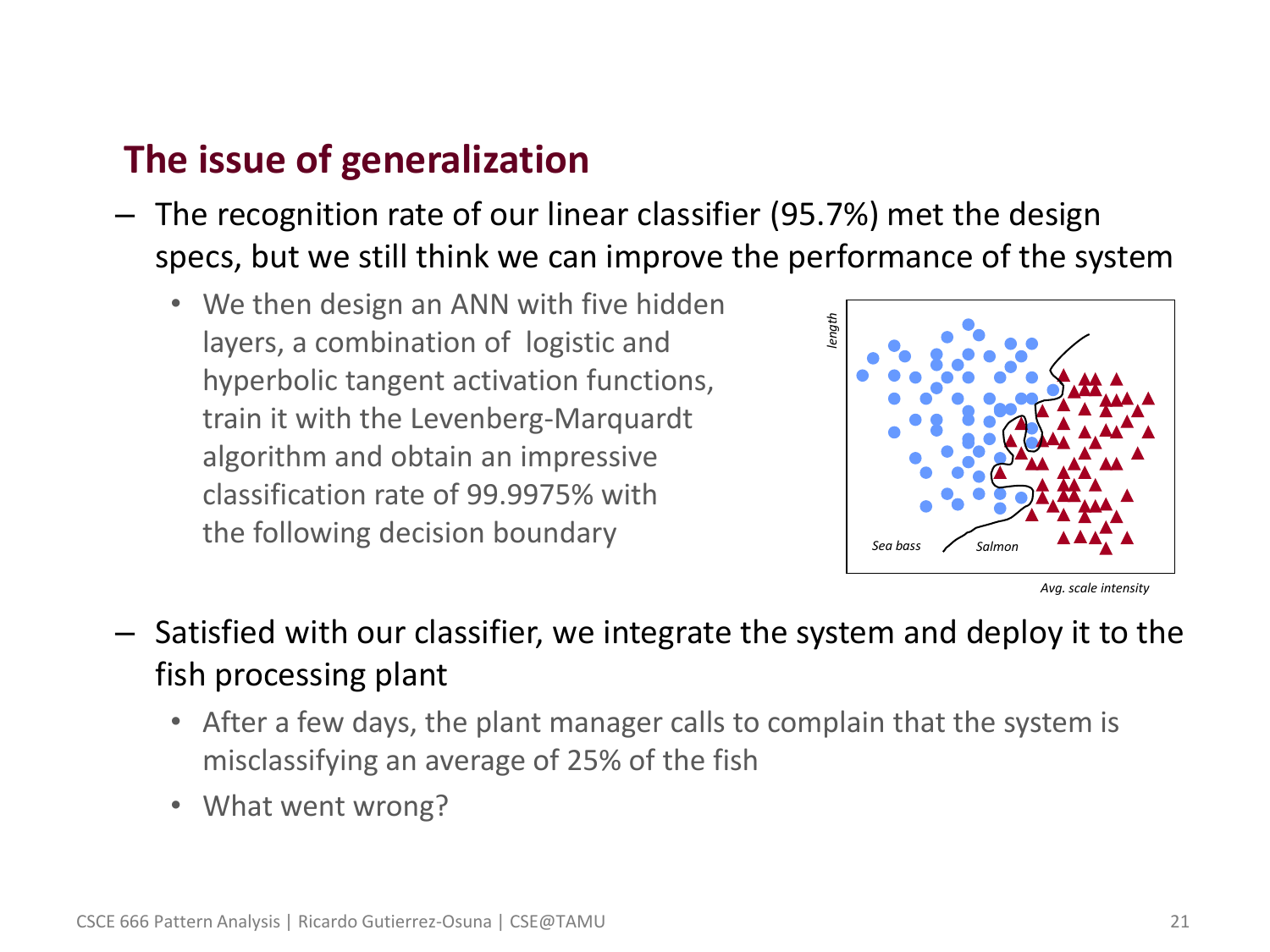## The issue of generalization

- The recognition rate of our linear classifier (95.7%) met the design specs, but we still think we can improve the performance of the system
  - We then design an ANN with five hidden layers, a combination of logistic and hyperbolic tangent activation functions, train it with the Levenberg-Marquardt algorithm and obtain an impressive classification rate of 99.9975% with the following decision boundary

length

Sea bass

Salmon

Avg. scale intensity

- Satisfied with our classifier, we integrate the system and deploy it to the fish processing plant
  - After a few days, the plant manager calls to complain that the system is misclassifying an average of 25% of the fish
  - What went wrong?